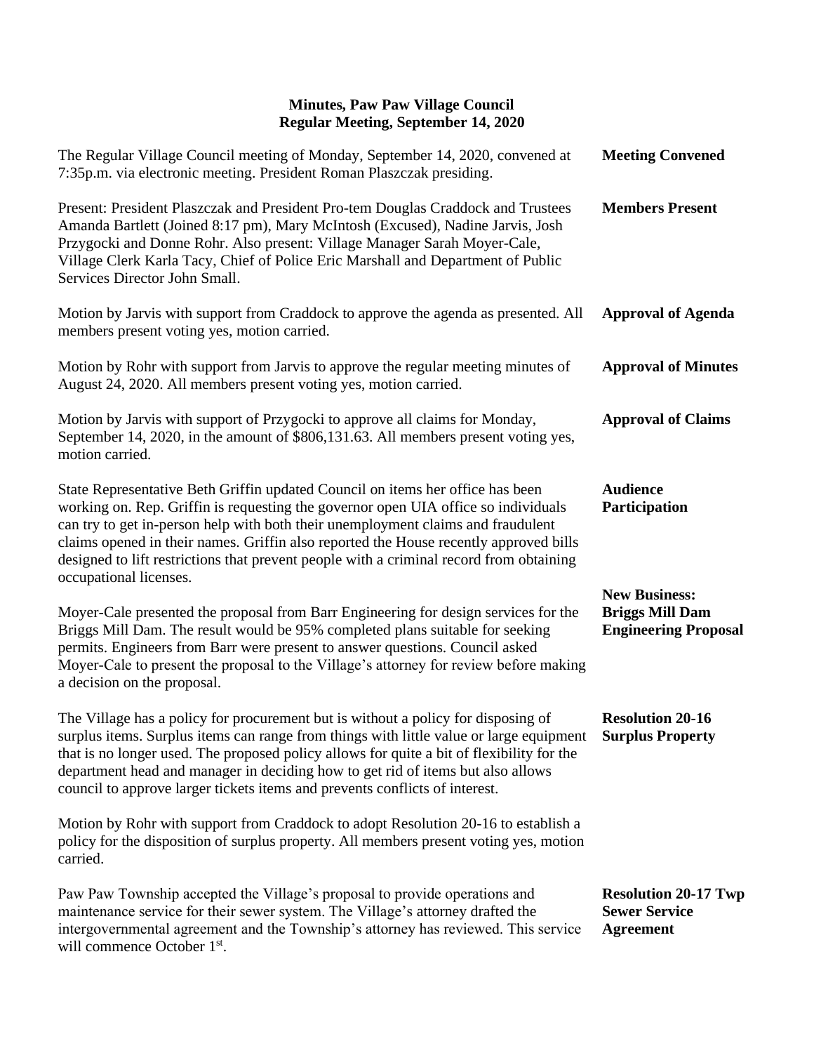# Minutes, Paw Paw Village Council
## Regular Meeting, September 14, 2020

**Meeting Convened**

The Regular Village Council meeting of Monday, September 14, 2020, convened at 7:35p.m. via electronic meeting. President Roman Plaszczak presiding.

**Members Present**

Present: President Plaszczak and President Pro-tem Douglas Craddock and Trustees Amanda Bartlett (Joined 8:17 pm), Mary McIntosh (Excused), Nadine Jarvis, Josh Przygocki and Donne Rohr. Also present: Village Manager Sarah Moyer-Cale, Village Clerk Karla Tacy, Chief of Police Eric Marshall and Department of Public Services Director John Small.

**Approval of Agenda**

Motion by Jarvis with support from Craddock to approve the agenda as presented. All members present voting yes, motion carried.

**Approval of Minutes**

Motion by Rohr with support from Jarvis to approve the regular meeting minutes of August 24, 2020. All members present voting yes, motion carried.

**Approval of Claims**

Motion by Jarvis with support of Przygocki to approve all claims for Monday, September 14, 2020, in the amount of $806,131.63. All members present voting yes, motion carried.

**Audience Participation**

State Representative Beth Griffin updated Council on items her office has been working on. Rep. Griffin is requesting the governor open UIA office so individuals can try to get in-person help with both their unemployment claims and fraudulent claims opened in their names. Griffin also reported the House recently approved bills designed to lift restrictions that prevent people with a criminal record from obtaining occupational licenses.

**New Business: Briggs Mill Dam Engineering Proposal**

Moyer-Cale presented the proposal from Barr Engineering for design services for the Briggs Mill Dam. The result would be 95% completed plans suitable for seeking permits. Engineers from Barr were present to answer questions. Council asked Moyer-Cale to present the proposal to the Village's attorney for review before making a decision on the proposal.

**Resolution 20-16 Surplus Property**

The Village has a policy for procurement but is without a policy for disposing of surplus items. Surplus items can range from things with little value or large equipment that is no longer used. The proposed policy allows for quite a bit of flexibility for the department head and manager in deciding how to get rid of items but also allows council to approve larger tickets items and prevents conflicts of interest.

Motion by Rohr with support from Craddock to adopt Resolution 20-16 to establish a policy for the disposition of surplus property. All members present voting yes, motion carried.

**Resolution 20-17 Twp Sewer Service Agreement**

Paw Paw Township accepted the Village's proposal to provide operations and maintenance service for their sewer system. The Village's attorney drafted the intergovernmental agreement and the Township's attorney has reviewed. This service will commence October 1st.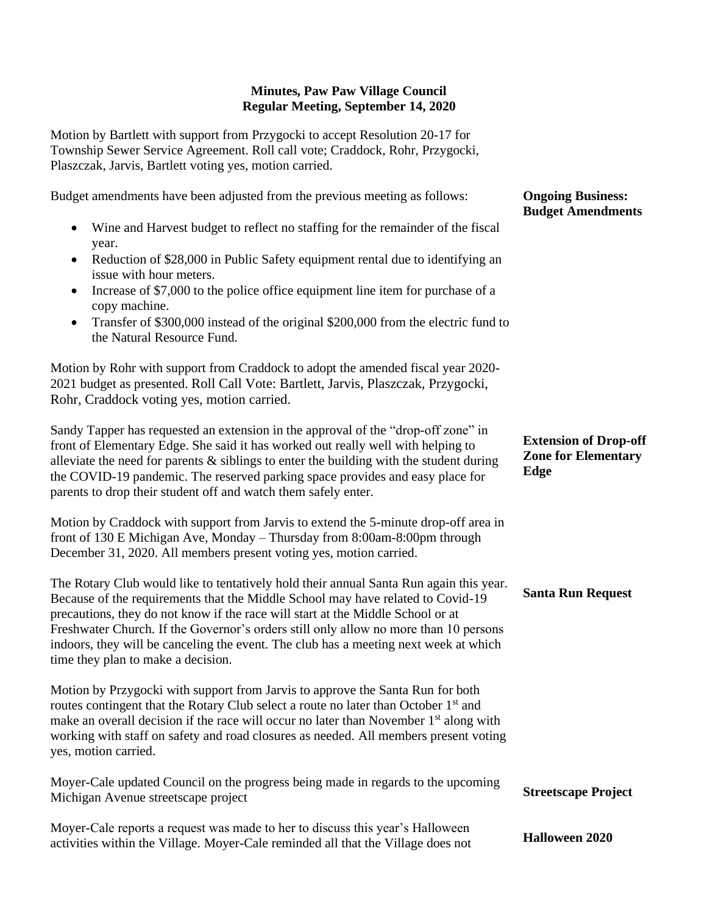**Minutes, Paw Paw Village Council**
**Regular Meeting, September 14, 2020**

Motion by Bartlett with support from Przygocki to accept Resolution 20-17 for Township Sewer Service Agreement. Roll call vote; Craddock, Rohr, Przygocki, Plaszczak, Jarvis, Bartlett voting yes, motion carried.

**Ongoing Business: Budget Amendments**

Budget amendments have been adjusted from the previous meeting as follows:

- Wine and Harvest budget to reflect no staffing for the remainder of the fiscal year.
- Reduction of $28,000 in Public Safety equipment rental due to identifying an issue with hour meters.
- Increase of $7,000 to the police office equipment line item for purchase of a copy machine.
- Transfer of $300,000 instead of the original $200,000 from the electric fund to the Natural Resource Fund.

Motion by Rohr with support from Craddock to adopt the amended fiscal year 2020-2021 budget as presented. Roll Call Vote: Bartlett, Jarvis, Plaszczak, Przygocki, Rohr, Craddock voting yes, motion carried.

**Extension of Drop-off Zone for Elementary Edge**

Sandy Tapper has requested an extension in the approval of the "drop-off zone" in front of Elementary Edge. She said it has worked out really well with helping to alleviate the need for parents & siblings to enter the building with the student during the COVID-19 pandemic. The reserved parking space provides and easy place for parents to drop their student off and watch them safely enter.

Motion by Craddock with support from Jarvis to extend the 5-minute drop-off area in front of 130 E Michigan Ave, Monday – Thursday from 8:00am-8:00pm through December 31, 2020. All members present voting yes, motion carried.

**Santa Run Request**

The Rotary Club would like to tentatively hold their annual Santa Run again this year. Because of the requirements that the Middle School may have related to Covid-19 precautions, they do not know if the race will start at the Middle School or at Freshwater Church. If the Governor's orders still only allow no more than 10 persons indoors, they will be canceling the event. The club has a meeting next week at which time they plan to make a decision.

Motion by Przygocki with support from Jarvis to approve the Santa Run for both routes contingent that the Rotary Club select a route no later than October 1st and make an overall decision if the race will occur no later than November 1st along with working with staff on safety and road closures as needed. All members present voting yes, motion carried.

**Streetscape Project**

Moyer-Cale updated Council on the progress being made in regards to the upcoming Michigan Avenue streetscape project

**Halloween 2020**

Moyer-Cale reports a request was made to her to discuss this year's Halloween activities within the Village. Moyer-Cale reminded all that the Village does not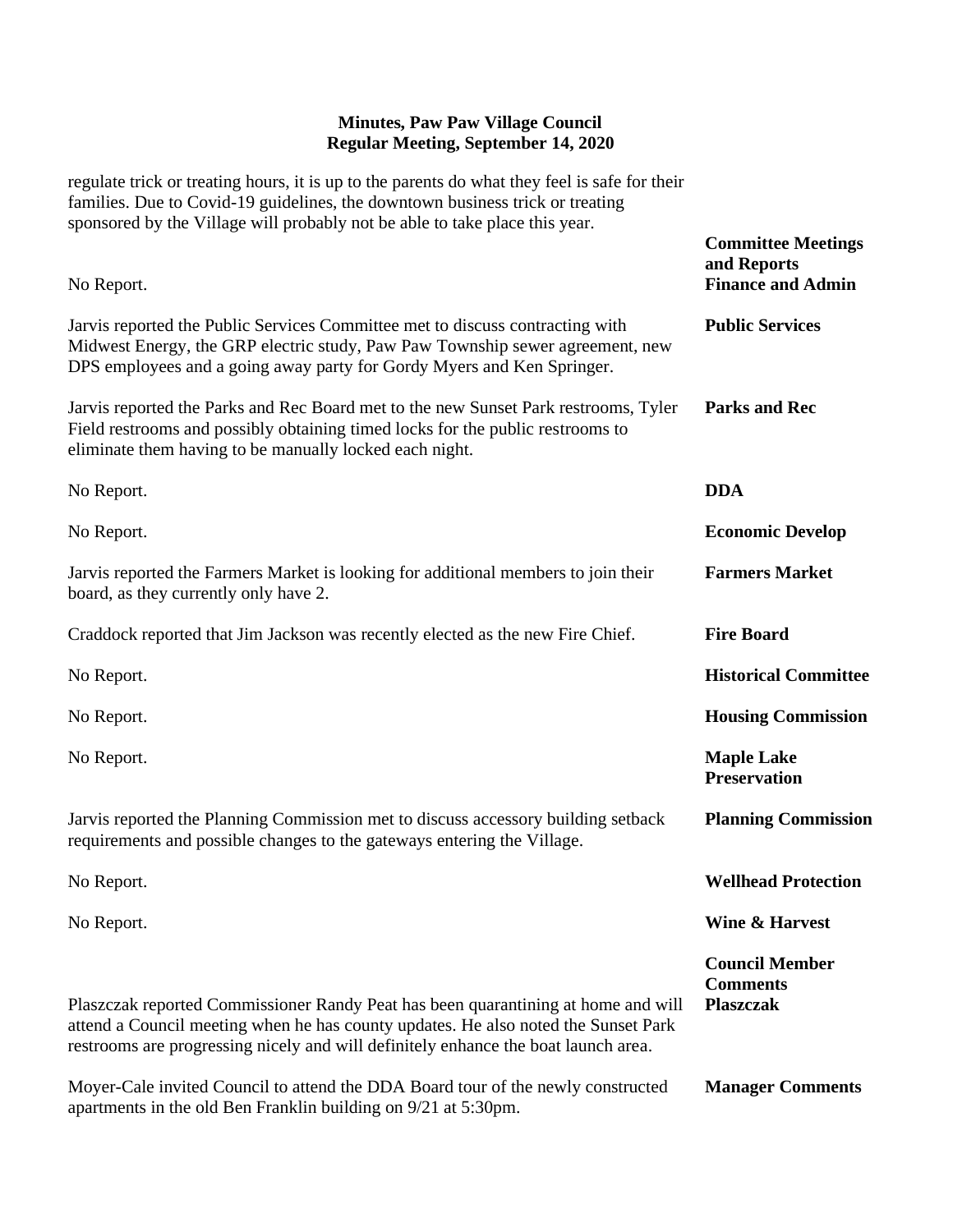**Minutes, Paw Paw Village Council**
**Regular Meeting, September 14, 2020**

regulate trick or treating hours, it is up to the parents do what they feel is safe for their families. Due to Covid-19 guidelines, the downtown business trick or treating sponsored by the Village will probably not be able to take place this year.

**Committee Meetings and Reports**

**Finance and Admin**

No Report.

**Public Services**

Jarvis reported the Public Services Committee met to discuss contracting with Midwest Energy, the GRP electric study, Paw Paw Township sewer agreement, new DPS employees and a going away party for Gordy Myers and Ken Springer.

**Parks and Rec**

Jarvis reported the Parks and Rec Board met to the new Sunset Park restrooms, Tyler Field restrooms and possibly obtaining timed locks for the public restrooms to eliminate them having to be manually locked each night.

**DDA**

No Report.

**Economic Develop**

No Report.

**Farmers Market**

Jarvis reported the Farmers Market is looking for additional members to join their board, as they currently only have 2.

**Fire Board**

Craddock reported that Jim Jackson was recently elected as the new Fire Chief.

**Historical Committee**

No Report.

**Housing Commission**

No Report.

**Maple Lake Preservation**

No Report.

**Planning Commission**

Jarvis reported the Planning Commission met to discuss accessory building setback requirements and possible changes to the gateways entering the Village.

**Wellhead Protection**

No Report.

**Wine & Harvest**

No Report.

**Council Member Comments**

**Plaszczak**

Plaszczak reported Commissioner Randy Peat has been quarantining at home and will attend a Council meeting when he has county updates. He also noted the Sunset Park restrooms are progressing nicely and will definitely enhance the boat launch area.

**Manager Comments**

Moyer-Cale invited Council to attend the DDA Board tour of the newly constructed apartments in the old Ben Franklin building on 9/21 at 5:30pm.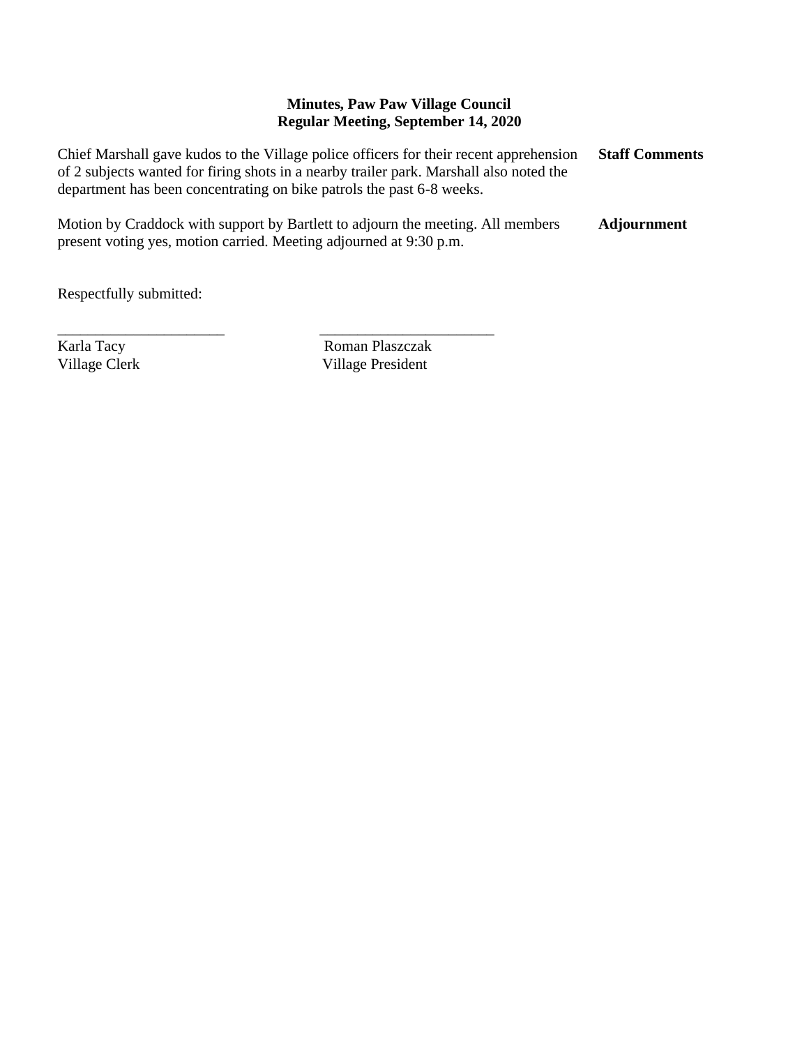**Minutes, Paw Paw Village Council**
**Regular Meeting, September 14, 2020**

**Staff Comments**

Chief Marshall gave kudos to the Village police officers for their recent apprehension of 2 subjects wanted for firing shots in a nearby trailer park. Marshall also noted the department has been concentrating on bike patrols the past 6-8 weeks.

**Adjournment**

Motion by Craddock with support by Bartlett to adjourn the meeting. All members present voting yes, motion carried. Meeting adjourned at 9:30 p.m.

Respectfully submitted:

______________________ ______________________

Karla Tacy
Village Clerk

Roman Plaszczak
Village President